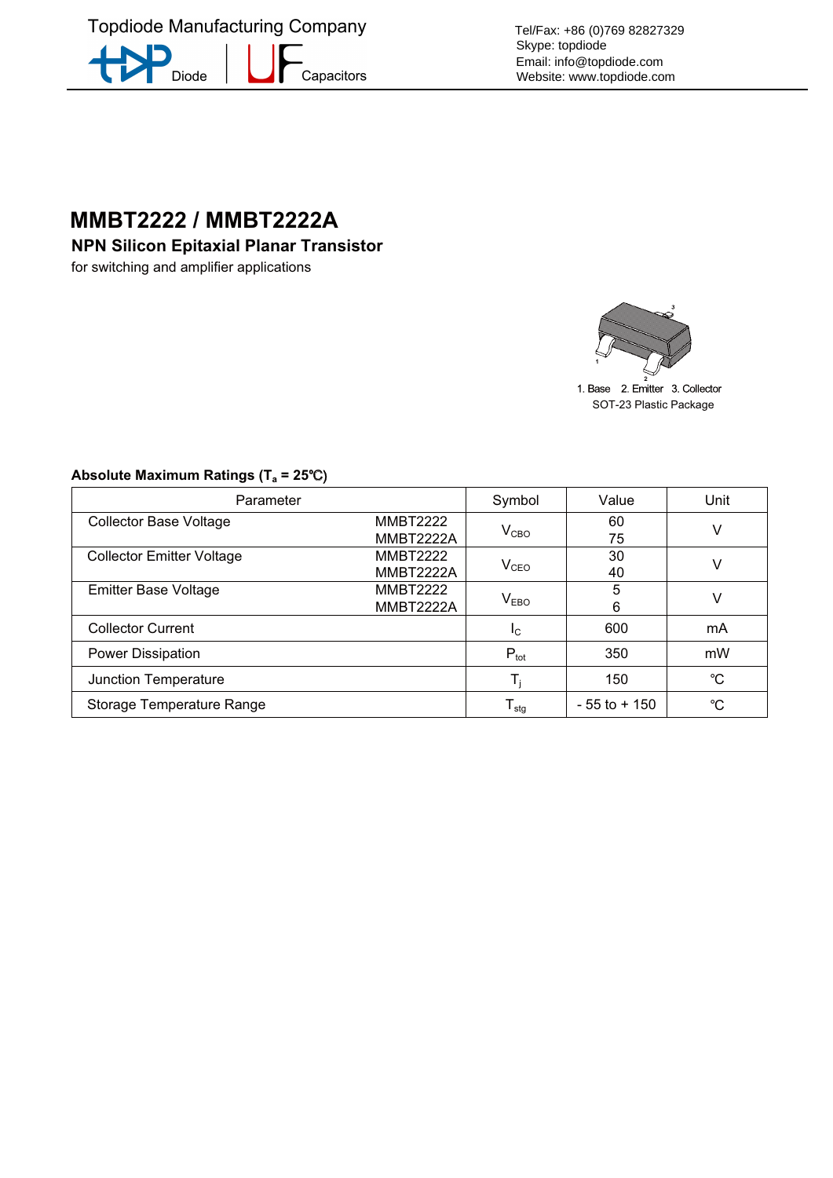Topdiode Manufacturing Company

Diode | Capacitors

Tel/Fax: +86 (0)769 82827329
Skype: topdiode
Email: info@topdiode.com
Website: www.topdiode.com

# MMBT2222 / MMBT2222A

## NPN Silicon Epitaxial Planar Transistor

for switching and amplifier applications

1. Base 2. Emitter 3. Collector
SOT-23 Plastic Package

**Absolute Maximum Ratings ($T_a$ = 25℃)**

| Parameter | | Symbol | Value | Unit |
|---|---|---|---|---|
| Collector Base Voltage | MMBT2222<br>MMBT2222A | $V_{CBO}$ | 60<br>75 | V |
| Collector Emitter Voltage | MMBT2222<br>MMBT2222A | $V_{CEO}$ | 30<br>40 | V |
| Emitter Base Voltage | MMBT2222<br>MMBT2222A | $V_{EBO}$ | 5<br>6 | V |
| Collector Current | | $I_C$ | 600 | mA |
| Power Dissipation | | $P_{tot}$ | 350 | mW |
| Junction Temperature | | $T_j$ | 150 | ℃ |
| Storage Temperature Range | | $T_{stg}$ | - 55 to + 150 | ℃ |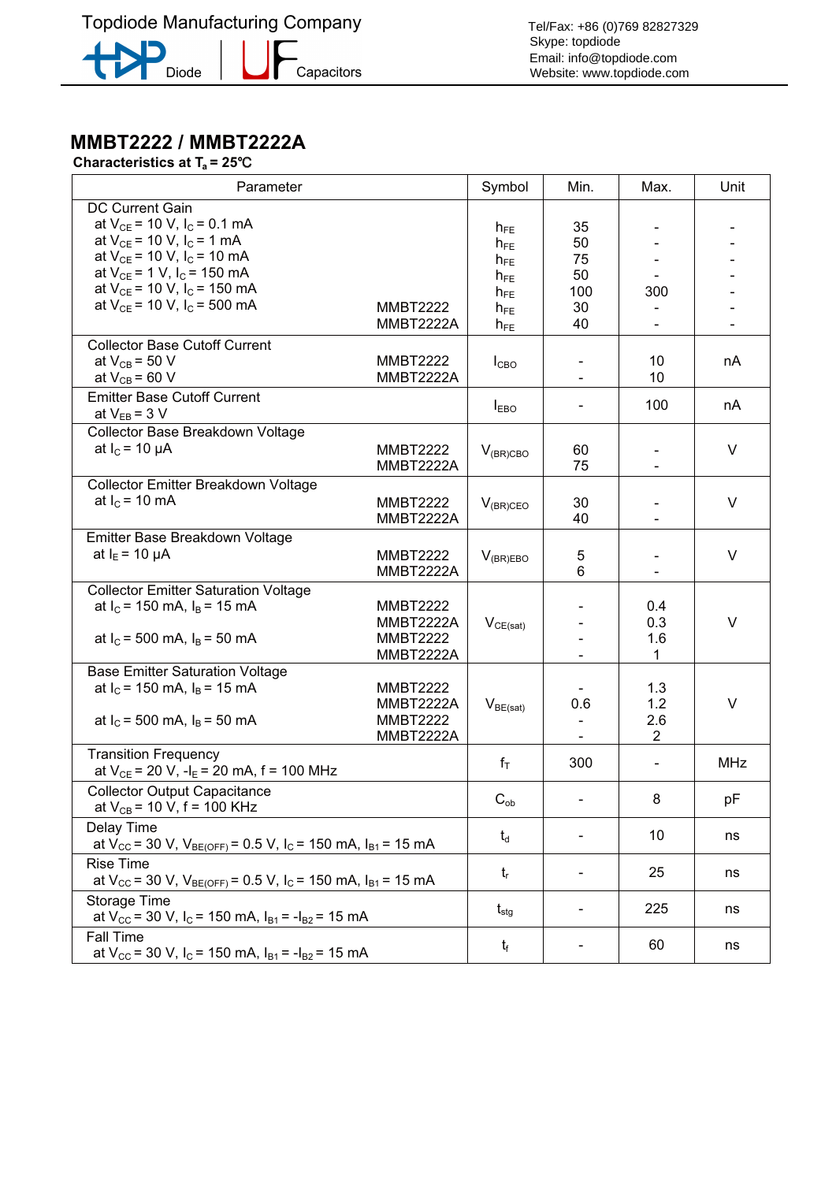## MMBT2222 / MMBT2222A

**Characteristics at $T_a$ = 25℃**

| Parameter | | Symbol | Min. | Max. | Unit |
|---|---|---|---|---|---|
| DC Current Gain | | | | | |
| at $V_{CE}$ = 10 V, $I_C$ = 0.1 mA | | $h_{FE}$ | 35 | - | - |
| at $V_{CE}$ = 10 V, $I_C$ = 1 mA | | $h_{FE}$ | 50 | - | - |
| at $V_{CE}$ = 10 V, $I_C$ = 10 mA | | $h_{FE}$ | 75 | - | - |
| at $V_{CE}$ = 1 V, $I_C$ = 150 mA | | $h_{FE}$ | 50 | - | - |
| at $V_{CE}$ = 10 V, $I_C$ = 150 mA | | $h_{FE}$ | 100 | 300 | - |
| at $V_{CE}$ = 10 V, $I_C$ = 500 mA | MMBT2222 | $h_{FE}$ | 30 | - | - |
| | MMBT2222A | $h_{FE}$ | 40 | - | - |
| Collector Base Cutoff Current | | | | | |
| at $V_{CB}$ = 50 V | MMBT2222 | $I_{CBO}$ | - | 10 | nA |
| at $V_{CB}$ = 60 V | MMBT2222A | | - | 10 | |
| Emitter Base Cutoff Current at $V_{EB}$ = 3 V | | $I_{EBO}$ | - | 100 | nA |
| Collector Base Breakdown Voltage | | | | | |
| at $I_C$ = 10 µA | MMBT2222 | $V_{(BR)CBO}$ | 60 | - | V |
| | MMBT2222A | | 75 | - | |
| Collector Emitter Breakdown Voltage | | | | | |
| at $I_C$ = 10 mA | MMBT2222 | $V_{(BR)CEO}$ | 30 | - | V |
| | MMBT2222A | | 40 | - | |
| Emitter Base Breakdown Voltage | | | | | |
| at $I_E$ = 10 µA | MMBT2222 | $V_{(BR)EBO}$ | 5 | - | V |
| | MMBT2222A | | 6 | - | |
| Collector Emitter Saturation Voltage | | | | | |
| at $I_C$ = 150 mA, $I_B$ = 15 mA | MMBT2222 | $V_{CE(sat)}$ | - | 0.4 | V |
| | MMBT2222A | | - | 0.3 | |
| at $I_C$ = 500 mA, $I_B$ = 50 mA | MMBT2222 | | - | 1.6 | |
| | MMBT2222A | | - | 1 | |
| Base Emitter Saturation Voltage | | | | | |
| at $I_C$ = 150 mA, $I_B$ = 15 mA | MMBT2222 | $V_{BE(sat)}$ | - | 1.3 | V |
| | MMBT2222A | | 0.6 | 1.2 | |
| at $I_C$ = 500 mA, $I_B$ = 50 mA | MMBT2222 | | - | 2.6 | |
| | MMBT2222A | | - | 2 | |
| Transition Frequency at $V_{CE}$ = 20 V, $-I_E$ = 20 mA, f = 100 MHz | | $f_T$ | 300 | - | MHz |
| Collector Output Capacitance at $V_{CB}$ = 10 V, f = 100 KHz | | $C_{ob}$ | - | 8 | pF |
| Delay Time at $V_{CC}$ = 30 V, $V_{BE(OFF)}$ = 0.5 V, $I_C$ = 150 mA, $I_{B1}$ = 15 mA | | $t_d$ | - | 10 | ns |
| Rise Time at $V_{CC}$ = 30 V, $V_{BE(OFF)}$ = 0.5 V, $I_C$ = 150 mA, $I_{B1}$ = 15 mA | | $t_r$ | - | 25 | ns |
| Storage Time at $V_{CC}$ = 30 V, $I_C$ = 150 mA, $I_{B1}$ = $-I_{B2}$ = 15 mA | | $t_{stg}$ | - | 225 | ns |
| Fall Time at $V_{CC}$ = 30 V, $I_C$ = 150 mA, $I_{B1}$ = $-I_{B2}$ = 15 mA | | $t_f$ | - | 60 | ns |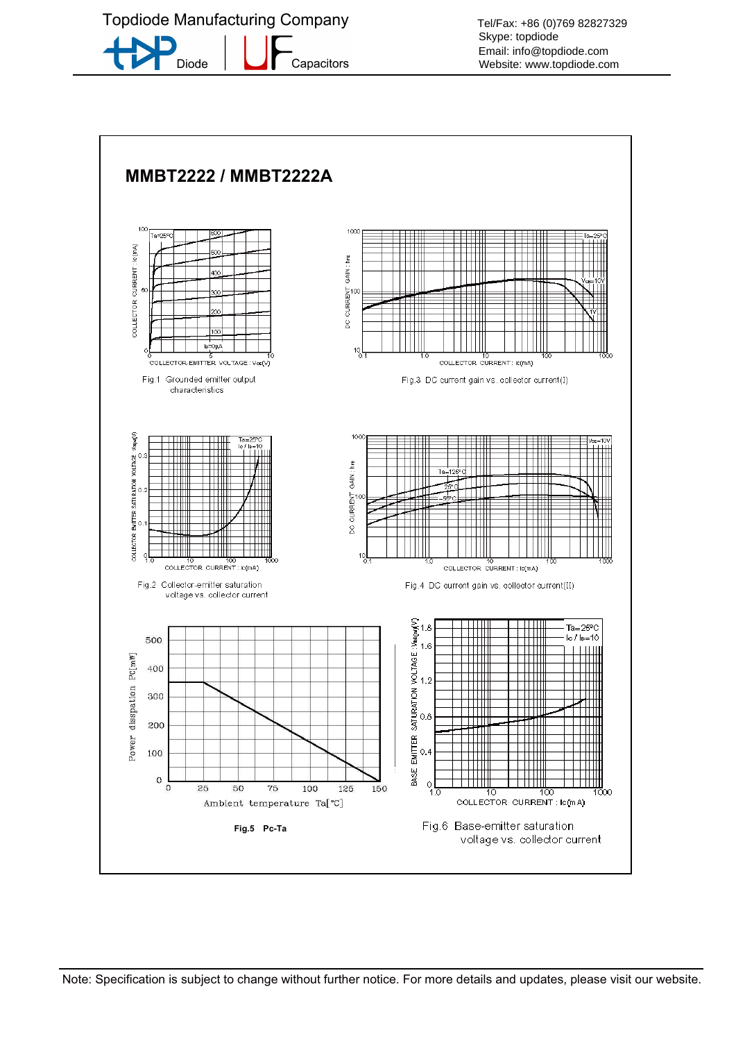# MMBT2222 / MMBT2222A

100
Ta=25°C
600
500
400
300
200
100
Ib=0μA
50
0
0
5
10
COLLECTOR CURRENT : Ic(mA)
COLLECTOR-EMITTER VOLTAGE : Vce(V)

Fig.1 Grounded emitter output characteristics

1000
Ta=25°C
Vce=10V
1V
100
10
0.1
1.0
10
100
1000
DC CURRENT GAIN : hfe
COLLECTOR CURRENT : Ic(mA)

Fig.3 DC current gain vs. collector current(I)

Ta=25°C
Ic / Ib=10
0.3
0.2
0.1
0
1.0
10
100
1000
COLLECTOR EMITTER SATURATION VOLTAGE : Vce(sat)(V)
COLLECTOR CURRENT : Ic(mA)

Fig.2 Collector-emitter saturation voltage vs. collector current

1000
Vce=10V
Ta=125°C
25°C
−55°C
100
10
0.1
1.0
10
100
1000
DC CURRENT GAIN : hfe
COLLECTOR CURRENT : Ic(mA)

Fig.4 DC current gain vs. collector current(II)

500
400
300
200
100
0
0
25
50
75
100
125
150
Power disspation PC[mW]
Ambient temperature Ta[°C]

**Fig.5 Pc-Ta**

Ta=25°C
Ic / Ib=10
1.8
1.6
1.2
0.8
0.4
0
1.0
10
100
1000
BASE EMITTER SATURATION VOLTAGE : Vbe(sat)(V)
COLLECTOR CURRENT : Ic(mA)

Fig.6 Base-emitter saturation voltage vs. collector current

Note: Specification is subject to change without further notice. For more details and updates, please visit our website.